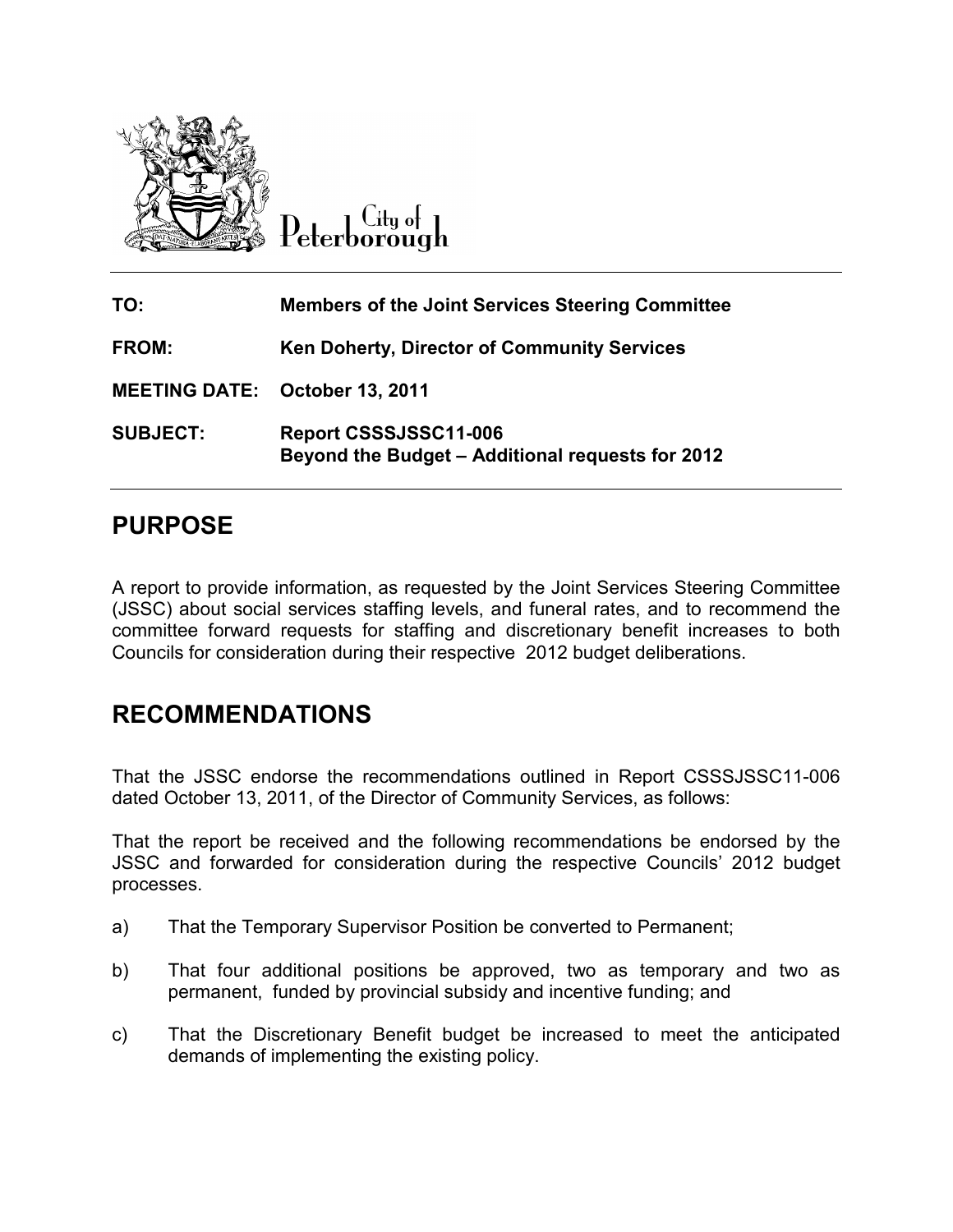City of Peterborough

| | |
|---|---|
| **TO:** | **Members of the Joint Services Steering Committee** |
| **FROM:** | **Ken Doherty, Director of Community Services** |
| **MEETING DATE:** | **October 13, 2011** |
| **SUBJECT:** | **Report CSSSJSSC11-006**<br>**Beyond the Budget – Additional requests for 2012** |

## PURPOSE

A report to provide information, as requested by the Joint Services Steering Committee (JSSC) about social services staffing levels, and funeral rates, and to recommend the committee forward requests for staffing and discretionary benefit increases to both Councils for consideration during their respective 2012 budget deliberations.

## RECOMMENDATIONS

That the JSSC endorse the recommendations outlined in Report CSSSJSSC11-006 dated October 13, 2011, of the Director of Community Services, as follows:

That the report be received and the following recommendations be endorsed by the JSSC and forwarded for consideration during the respective Councils' 2012 budget processes.

a) That the Temporary Supervisor Position be converted to Permanent;

b) That four additional positions be approved, two as temporary and two as permanent, funded by provincial subsidy and incentive funding; and

c) That the Discretionary Benefit budget be increased to meet the anticipated demands of implementing the existing policy.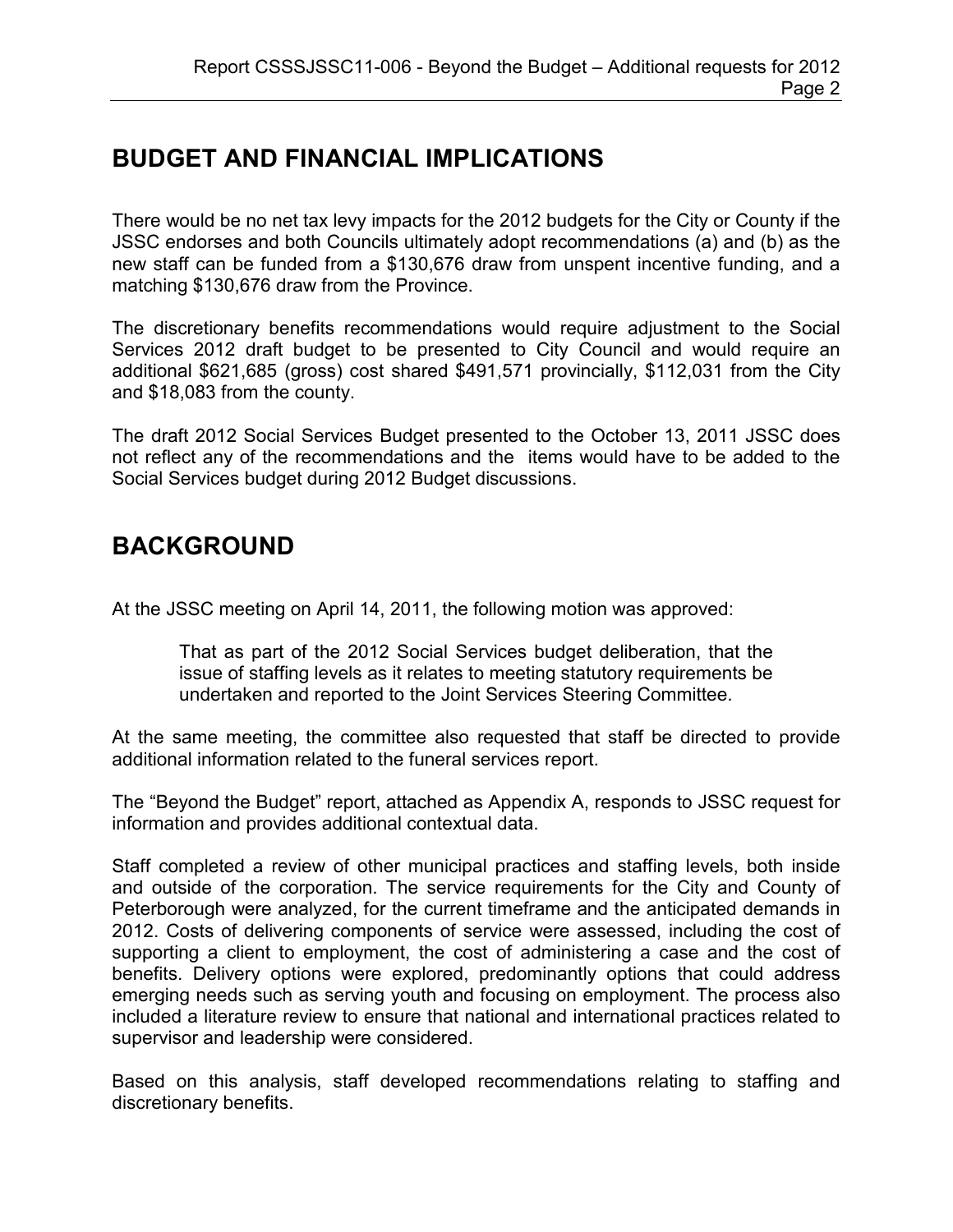## BUDGET AND FINANCIAL IMPLICATIONS

There would be no net tax levy impacts for the 2012 budgets for the City or County if the JSSC endorses and both Councils ultimately adopt recommendations (a) and (b) as the new staff can be funded from a $130,676 draw from unspent incentive funding, and a matching $130,676 draw from the Province.

The discretionary benefits recommendations would require adjustment to the Social Services 2012 draft budget to be presented to City Council and would require an additional $621,685 (gross) cost shared $491,571 provincially, $112,031 from the City and $18,083 from the county.

The draft 2012 Social Services Budget presented to the October 13, 2011 JSSC does not reflect any of the recommendations and the items would have to be added to the Social Services budget during 2012 Budget discussions.

## BACKGROUND

At the JSSC meeting on April 14, 2011, the following motion was approved:

> That as part of the 2012 Social Services budget deliberation, that the issue of staffing levels as it relates to meeting statutory requirements be undertaken and reported to the Joint Services Steering Committee.

At the same meeting, the committee also requested that staff be directed to provide additional information related to the funeral services report.

The "Beyond the Budget" report, attached as Appendix A, responds to JSSC request for information and provides additional contextual data.

Staff completed a review of other municipal practices and staffing levels, both inside and outside of the corporation. The service requirements for the City and County of Peterborough were analyzed, for the current timeframe and the anticipated demands in 2012. Costs of delivering components of service were assessed, including the cost of supporting a client to employment, the cost of administering a case and the cost of benefits. Delivery options were explored, predominantly options that could address emerging needs such as serving youth and focusing on employment. The process also included a literature review to ensure that national and international practices related to supervisor and leadership were considered.

Based on this analysis, staff developed recommendations relating to staffing and discretionary benefits.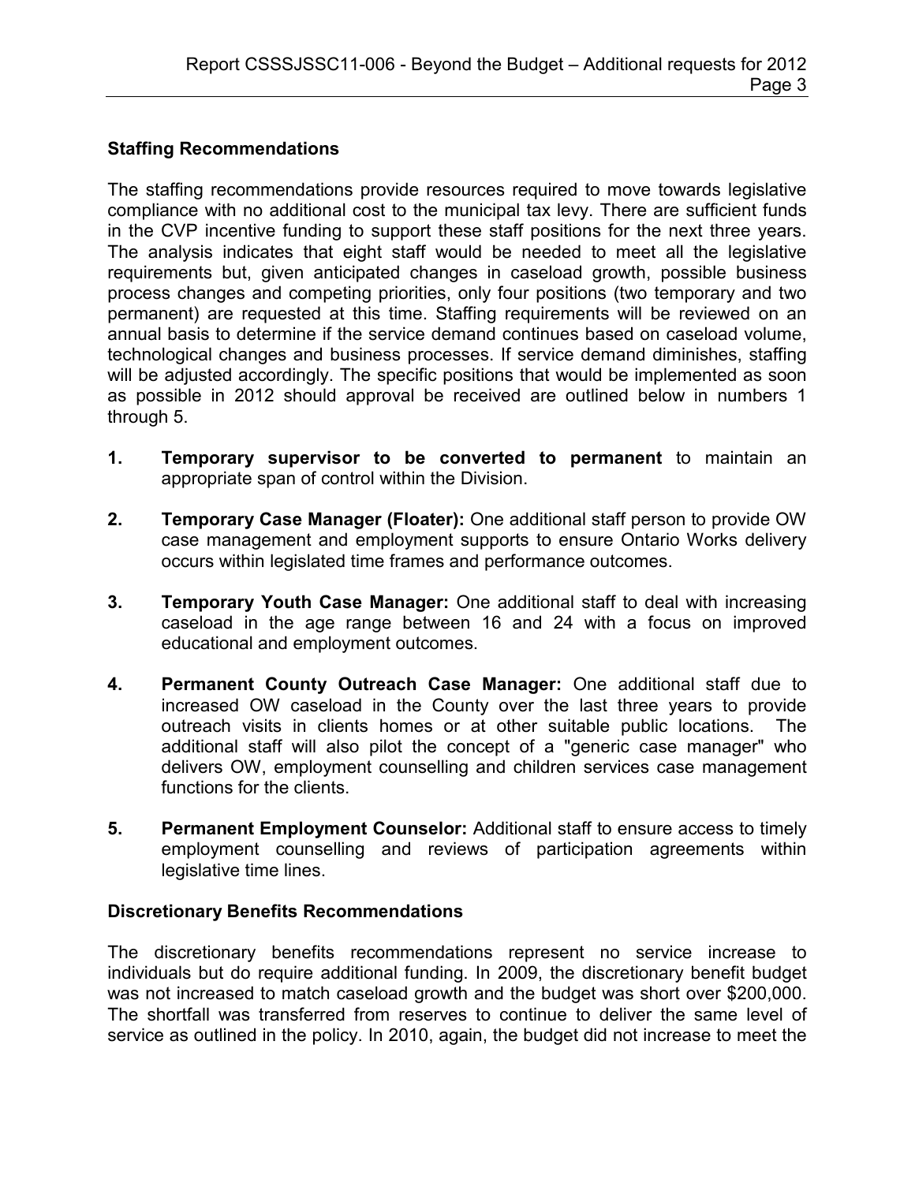### Staffing Recommendations

The staffing recommendations provide resources required to move towards legislative compliance with no additional cost to the municipal tax levy. There are sufficient funds in the CVP incentive funding to support these staff positions for the next three years. The analysis indicates that eight staff would be needed to meet all the legislative requirements but, given anticipated changes in caseload growth, possible business process changes and competing priorities, only four positions (two temporary and two permanent) are requested at this time. Staffing requirements will be reviewed on an annual basis to determine if the service demand continues based on caseload volume, technological changes and business processes. If service demand diminishes, staffing will be adjusted accordingly. The specific positions that would be implemented as soon as possible in 2012 should approval be received are outlined below in numbers 1 through 5.

1. **Temporary supervisor to be converted to permanent** to maintain an appropriate span of control within the Division.

2. **Temporary Case Manager (Floater):** One additional staff person to provide OW case management and employment supports to ensure Ontario Works delivery occurs within legislated time frames and performance outcomes.

3. **Temporary Youth Case Manager:** One additional staff to deal with increasing caseload in the age range between 16 and 24 with a focus on improved educational and employment outcomes.

4. **Permanent County Outreach Case Manager:** One additional staff due to increased OW caseload in the County over the last three years to provide outreach visits in clients homes or at other suitable public locations. The additional staff will also pilot the concept of a "generic case manager" who delivers OW, employment counselling and children services case management functions for the clients.

5. **Permanent Employment Counselor:** Additional staff to ensure access to timely employment counselling and reviews of participation agreements within legislative time lines.

### Discretionary Benefits Recommendations

The discretionary benefits recommendations represent no service increase to individuals but do require additional funding. In 2009, the discretionary benefit budget was not increased to match caseload growth and the budget was short over $200,000. The shortfall was transferred from reserves to continue to deliver the same level of service as outlined in the policy. In 2010, again, the budget did not increase to meet the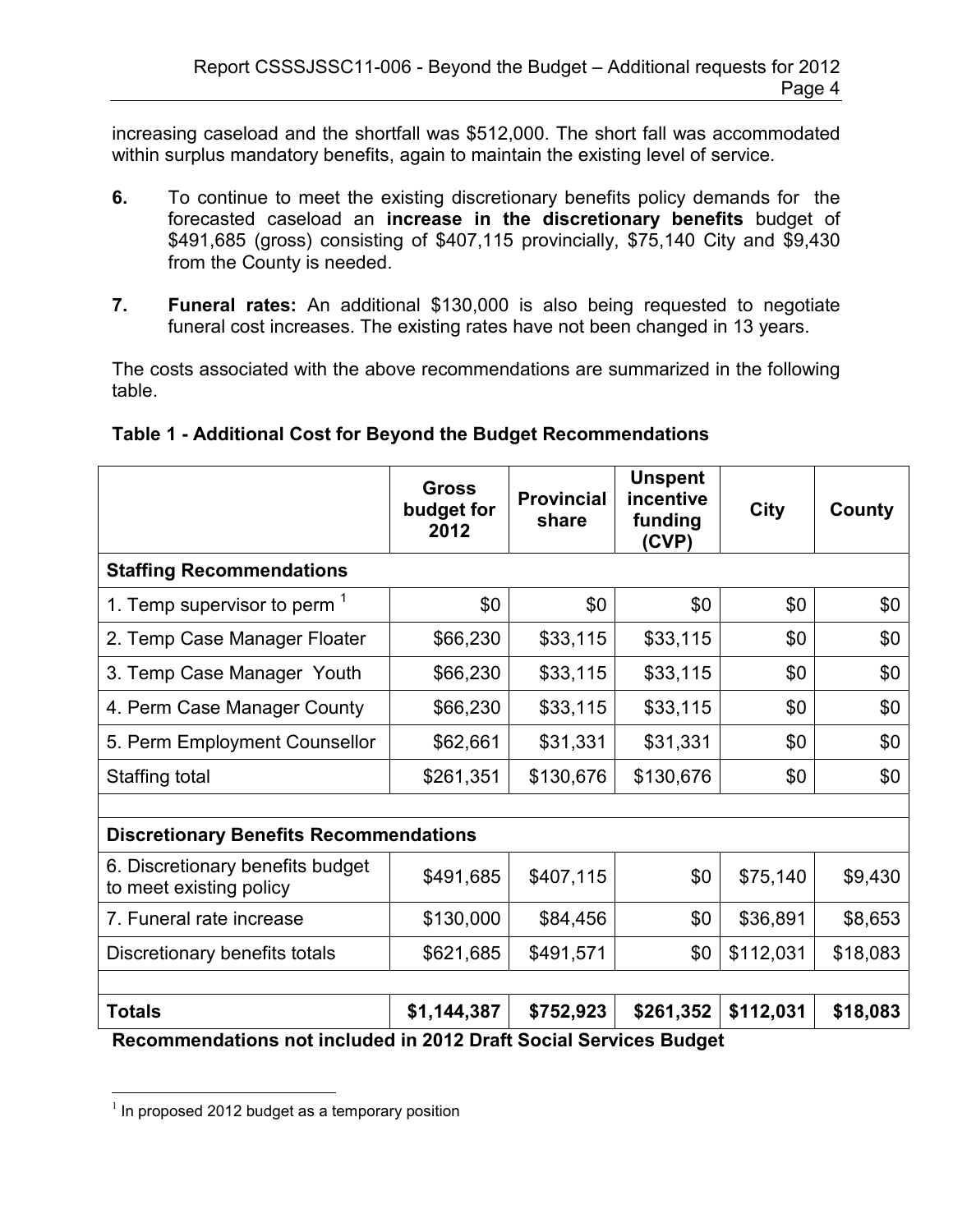increasing caseload and the shortfall was $512,000. The short fall was accommodated within surplus mandatory benefits, again to maintain the existing level of service.

**6.** To continue to meet the existing discretionary benefits policy demands for the forecasted caseload an **increase in the discretionary benefits** budget of $491,685 (gross) consisting of $407,115 provincially, $75,140 City and $9,430 from the County is needed.

**7.** **Funeral rates:** An additional $130,000 is also being requested to negotiate funeral cost increases. The existing rates have not been changed in 13 years.

The costs associated with the above recommendations are summarized in the following table.

**Table 1 - Additional Cost for Beyond the Budget Recommendations**

| | Gross budget for 2012 | Provincial share | Unspent incentive funding (CVP) | City | County |
|---|---|---|---|---|---|
| **Staffing Recommendations** | | | | | |
| 1. Temp supervisor to perm [1] | $0 | $0 | $0 | $0 | $0 |
| 2. Temp Case Manager Floater | $66,230 | $33,115 | $33,115 | $0 | $0 |
| 3. Temp Case Manager Youth | $66,230 | $33,115 | $33,115 | $0 | $0 |
| 4. Perm Case Manager County | $66,230 | $33,115 | $33,115 | $0 | $0 |
| 5. Perm Employment Counsellor | $62,661 | $31,331 | $31,331 | $0 | $0 |
| Staffing total | $261,351 | $130,676 | $130,676 | $0 | $0 |
| | | | | | |
| **Discretionary Benefits Recommendations** | | | | | |
| 6. Discretionary benefits budget to meet existing policy | $491,685 | $407,115 | $0 | $75,140 | $9,430 |
| 7. Funeral rate increase | $130,000 | $84,456 | $0 | $36,891 | $8,653 |
| Discretionary benefits totals | $621,685 | $491,571 | $0 | $112,031 | $18,083 |
| | | | | | |
| **Totals** | **$1,144,387** | **$752,923** | **$261,352** | **$112,031** | **$18,083** |

**Recommendations not included in 2012 Draft Social Services Budget**

[1] In proposed 2012 budget as a temporary position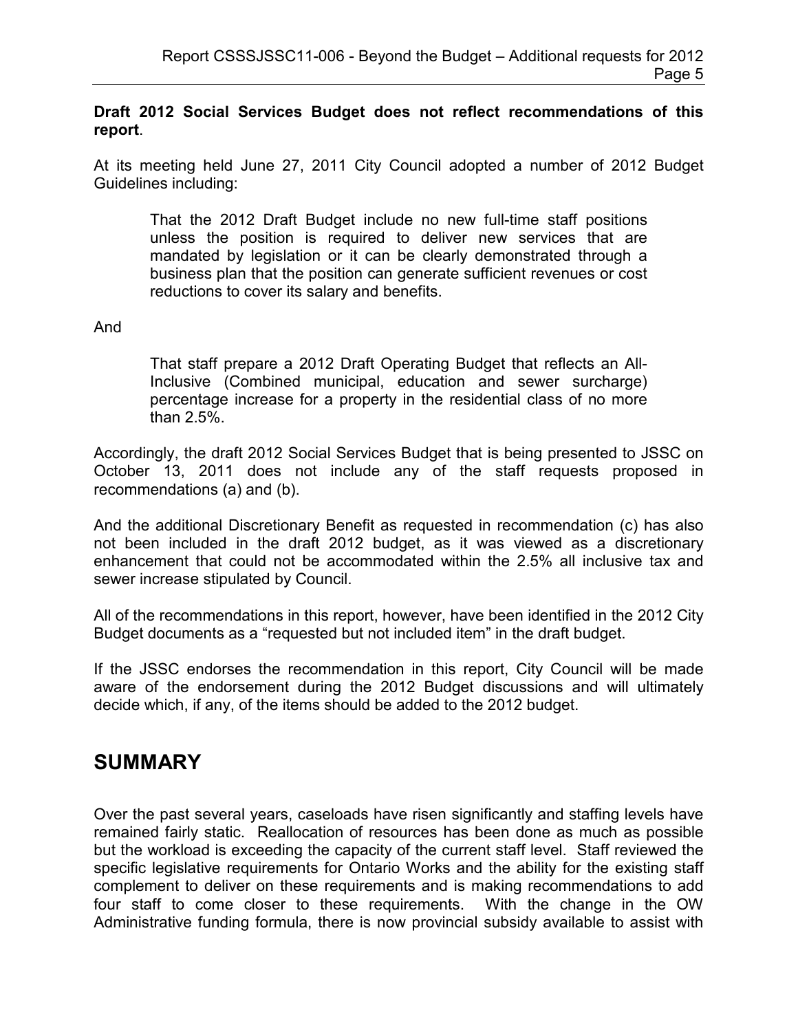**Draft 2012 Social Services Budget does not reflect recommendations of this report**.

At its meeting held June 27, 2011 City Council adopted a number of 2012 Budget Guidelines including:

> That the 2012 Draft Budget include no new full-time staff positions unless the position is required to deliver new services that are mandated by legislation or it can be clearly demonstrated through a business plan that the position can generate sufficient revenues or cost reductions to cover its salary and benefits.

And

> That staff prepare a 2012 Draft Operating Budget that reflects an All-Inclusive (Combined municipal, education and sewer surcharge) percentage increase for a property in the residential class of no more than 2.5%.

Accordingly, the draft 2012 Social Services Budget that is being presented to JSSC on October 13, 2011 does not include any of the staff requests proposed in recommendations (a) and (b).

And the additional Discretionary Benefit as requested in recommendation (c) has also not been included in the draft 2012 budget, as it was viewed as a discretionary enhancement that could not be accommodated within the 2.5% all inclusive tax and sewer increase stipulated by Council.

All of the recommendations in this report, however, have been identified in the 2012 City Budget documents as a "requested but not included item" in the draft budget.

If the JSSC endorses the recommendation in this report, City Council will be made aware of the endorsement during the 2012 Budget discussions and will ultimately decide which, if any, of the items should be added to the 2012 budget.

# SUMMARY

Over the past several years, caseloads have risen significantly and staffing levels have remained fairly static. Reallocation of resources has been done as much as possible but the workload is exceeding the capacity of the current staff level. Staff reviewed the specific legislative requirements for Ontario Works and the ability for the existing staff complement to deliver on these requirements and is making recommendations to add four staff to come closer to these requirements. With the change in the OW Administrative funding formula, there is now provincial subsidy available to assist with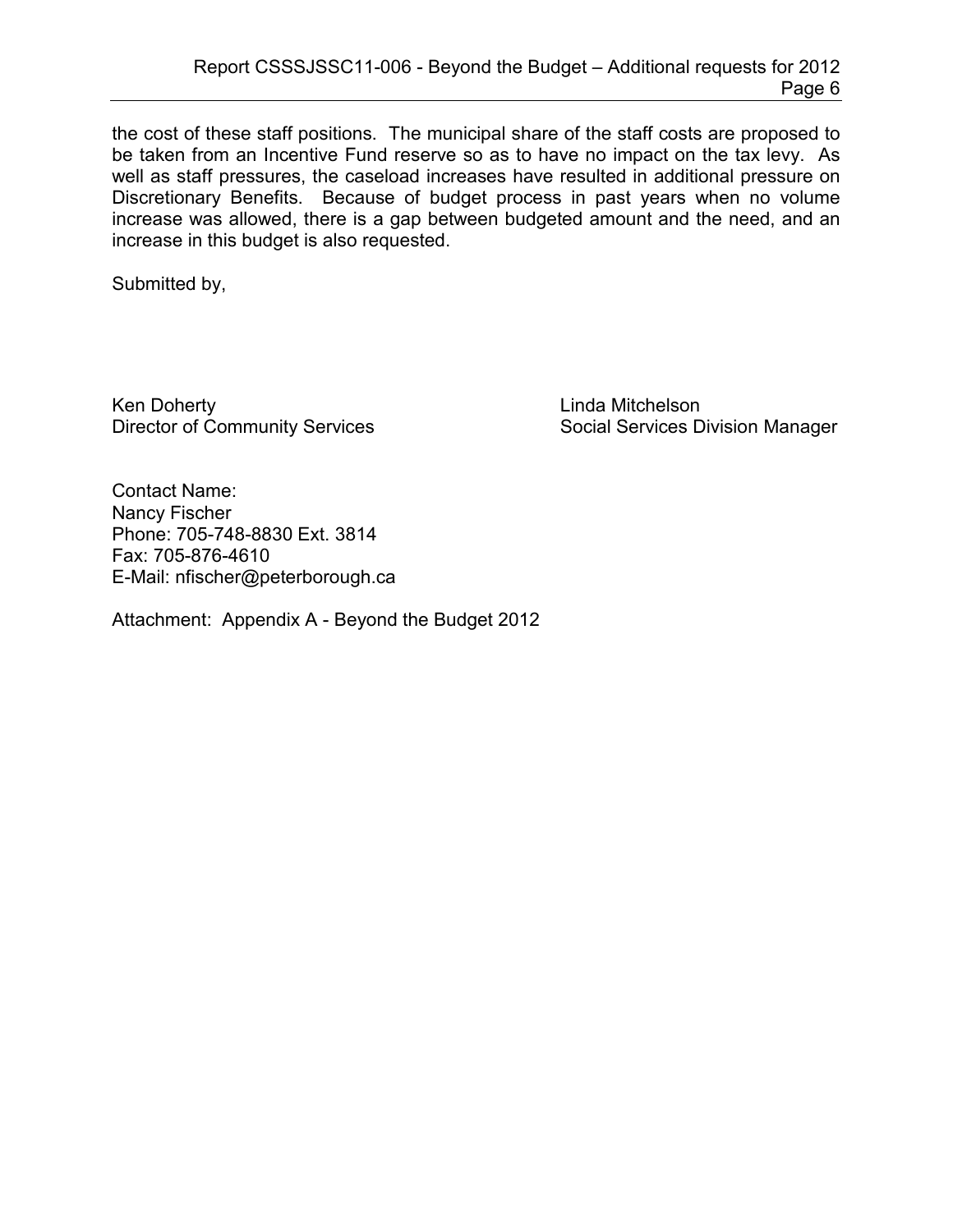the cost of these staff positions. The municipal share of the staff costs are proposed to be taken from an Incentive Fund reserve so as to have no impact on the tax levy. As well as staff pressures, the caseload increases have resulted in additional pressure on Discretionary Benefits. Because of budget process in past years when no volume increase was allowed, there is a gap between budgeted amount and the need, and an increase in this budget is also requested.

Submitted by,

Ken Doherty
Director of Community Services

Linda Mitchelson
Social Services Division Manager

Contact Name:
Nancy Fischer
Phone: 705-748-8830 Ext. 3814
Fax: 705-876-4610
E-Mail: nfischer@peterborough.ca

Attachment: Appendix A - Beyond the Budget 2012